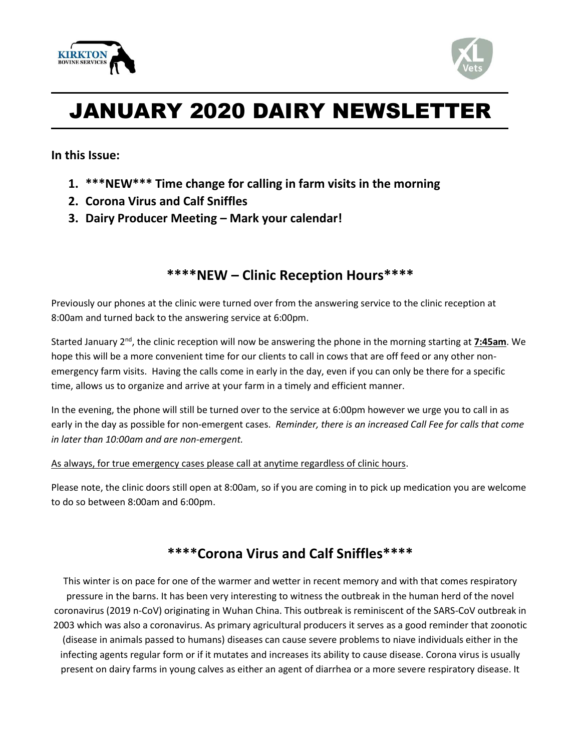# JANUARY 2020 DAIRY NEWSLETTER

**In this Issue:**

1. **\*\*\*NEW\*\*\* Time change for calling in farm visits in the morning**
2. **Corona Virus and Calf Sniffles**
3. **Dairy Producer Meeting – Mark your calendar!**

## \*\*\*\*NEW – Clinic Reception Hours\*\*\*\*

Previously our phones at the clinic were turned over from the answering service to the clinic reception at 8:00am and turned back to the answering service at 6:00pm.

Started January 2nd, the clinic reception will now be answering the phone in the morning starting at **7:45am**. We hope this will be a more convenient time for our clients to call in cows that are off feed or any other non-emergency farm visits. Having the calls come in early in the day, even if you can only be there for a specific time, allows us to organize and arrive at your farm in a timely and efficient manner.

In the evening, the phone will still be turned over to the service at 6:00pm however we urge you to call in as early in the day as possible for non-emergent cases. *Reminder, there is an increased Call Fee for calls that come in later than 10:00am and are non-emergent.*

As always, for true emergency cases please call at anytime regardless of clinic hours.

Please note, the clinic doors still open at 8:00am, so if you are coming in to pick up medication you are welcome to do so between 8:00am and 6:00pm.

## \*\*\*\*Corona Virus and Calf Sniffles\*\*\*\*

This winter is on pace for one of the warmer and wetter in recent memory and with that comes respiratory pressure in the barns. It has been very interesting to witness the outbreak in the human herd of the novel coronavirus (2019 n-CoV) originating in Wuhan China. This outbreak is reminiscent of the SARS-CoV outbreak in 2003 which was also a coronavirus. As primary agricultural producers it serves as a good reminder that zoonotic (disease in animals passed to humans) diseases can cause severe problems to niave individuals either in the infecting agents regular form or if it mutates and increases its ability to cause disease. Corona virus is usually present on dairy farms in young calves as either an agent of diarrhea or a more severe respiratory disease. It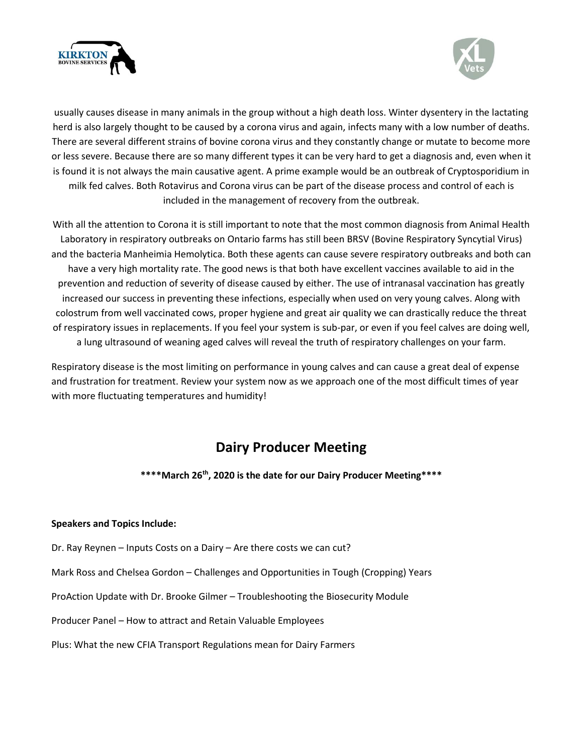usually causes disease in many animals in the group without a high death loss. Winter dysentery in the lactating herd is also largely thought to be caused by a corona virus and again, infects many with a low number of deaths. There are several different strains of bovine corona virus and they constantly change or mutate to become more or less severe. Because there are so many different types it can be very hard to get a diagnosis and, even when it is found it is not always the main causative agent. A prime example would be an outbreak of Cryptosporidium in milk fed calves. Both Rotavirus and Corona virus can be part of the disease process and control of each is included in the management of recovery from the outbreak.

With all the attention to Corona it is still important to note that the most common diagnosis from Animal Health Laboratory in respiratory outbreaks on Ontario farms has still been BRSV (Bovine Respiratory Syncytial Virus) and the bacteria Manheimia Hemolytica. Both these agents can cause severe respiratory outbreaks and both can have a very high mortality rate. The good news is that both have excellent vaccines available to aid in the prevention and reduction of severity of disease caused by either. The use of intranasal vaccination has greatly increased our success in preventing these infections, especially when used on very young calves. Along with colostrum from well vaccinated cows, proper hygiene and great air quality we can drastically reduce the threat of respiratory issues in replacements. If you feel your system is sub-par, or even if you feel calves are doing well, a lung ultrasound of weaning aged calves will reveal the truth of respiratory challenges on your farm.

Respiratory disease is the most limiting on performance in young calves and can cause a great deal of expense and frustration for treatment. Review your system now as we approach one of the most difficult times of year with more fluctuating temperatures and humidity!

## Dairy Producer Meeting

**\*\*\*\*March 26th, 2020 is the date for our Dairy Producer Meeting\*\*\*\***

**Speakers and Topics Include:**

Dr. Ray Reynen – Inputs Costs on a Dairy – Are there costs we can cut?

Mark Ross and Chelsea Gordon – Challenges and Opportunities in Tough (Cropping) Years

ProAction Update with Dr. Brooke Gilmer – Troubleshooting the Biosecurity Module

Producer Panel – How to attract and Retain Valuable Employees

Plus: What the new CFIA Transport Regulations mean for Dairy Farmers